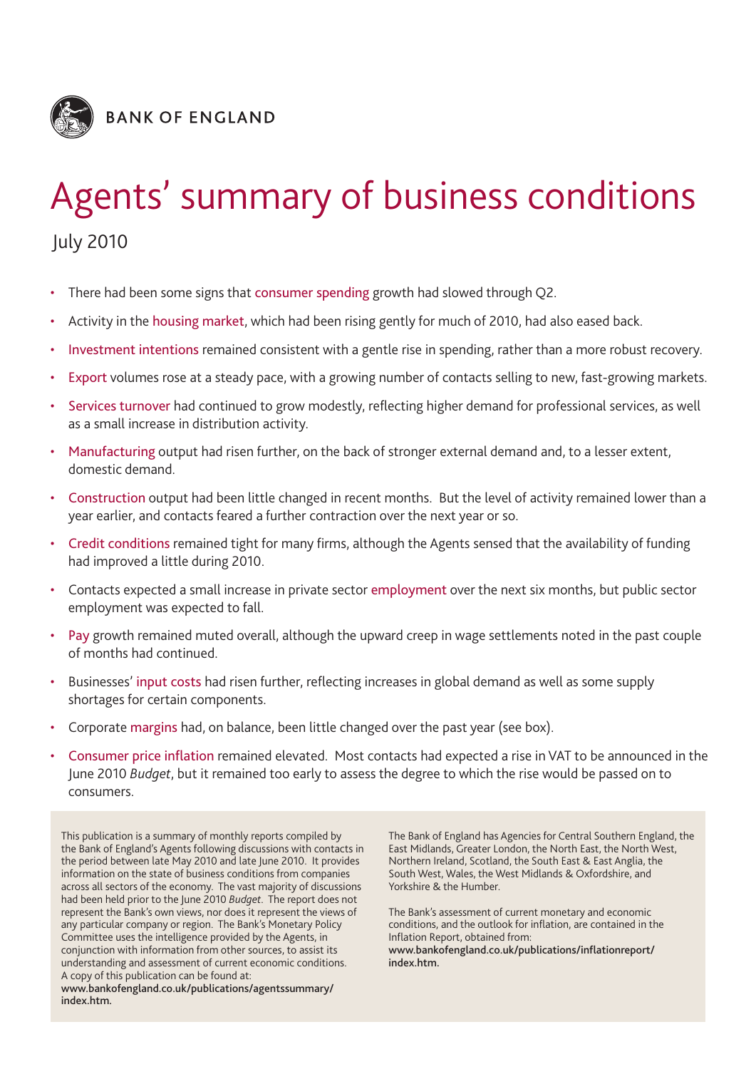BANK OF ENGLAND

# Agents' summary of business conditions

July 2010

- There had been some signs that consumer spending growth had slowed through Q2.
- Activity in the housing market, which had been rising gently for much of 2010, had also eased back.
- Investment intentions remained consistent with a gentle rise in spending, rather than a more robust recovery.
- Export volumes rose at a steady pace, with a growing number of contacts selling to new, fast-growing markets.
- Services turnover had continued to grow modestly, reflecting higher demand for professional services, as well as a small increase in distribution activity.
- Manufacturing output had risen further, on the back of stronger external demand and, to a lesser extent, domestic demand.
- Construction output had been little changed in recent months. But the level of activity remained lower than a year earlier, and contacts feared a further contraction over the next year or so.
- Credit conditions remained tight for many firms, although the Agents sensed that the availability of funding had improved a little during 2010.
- Contacts expected a small increase in private sector employment over the next six months, but public sector employment was expected to fall.
- Pay growth remained muted overall, although the upward creep in wage settlements noted in the past couple of months had continued.
- Businesses' input costs had risen further, reflecting increases in global demand as well as some supply shortages for certain components.
- Corporate margins had, on balance, been little changed over the past year (see box).
- Consumer price inflation remained elevated. Most contacts had expected a rise in VAT to be announced in the June 2010 *Budget*, but it remained too early to assess the degree to which the rise would be passed on to consumers.

This publication is a summary of monthly reports compiled by the Bank of England's Agents following discussions with contacts in the period between late May 2010 and late June 2010. It provides information on the state of business conditions from companies across all sectors of the economy. The vast majority of discussions had been held prior to the June 2010 *Budget*. The report does not represent the Bank's own views, nor does it represent the views of any particular company or region. The Bank's Monetary Policy Committee uses the intelligence provided by the Agents, in conjunction with information from other sources, to assist its understanding and assessment of current economic conditions. A copy of this publication can be found at:
**www.bankofengland.co.uk/publications/agentssummary/index.htm.**

The Bank of England has Agencies for Central Southern England, the East Midlands, Greater London, the North East, the North West, Northern Ireland, Scotland, the South East & East Anglia, the South West, Wales, the West Midlands & Oxfordshire, and Yorkshire & the Humber.

The Bank's assessment of current monetary and economic conditions, and the outlook for inflation, are contained in the Inflation Report, obtained from:
**www.bankofengland.co.uk/publications/inflationreport/index.htm.**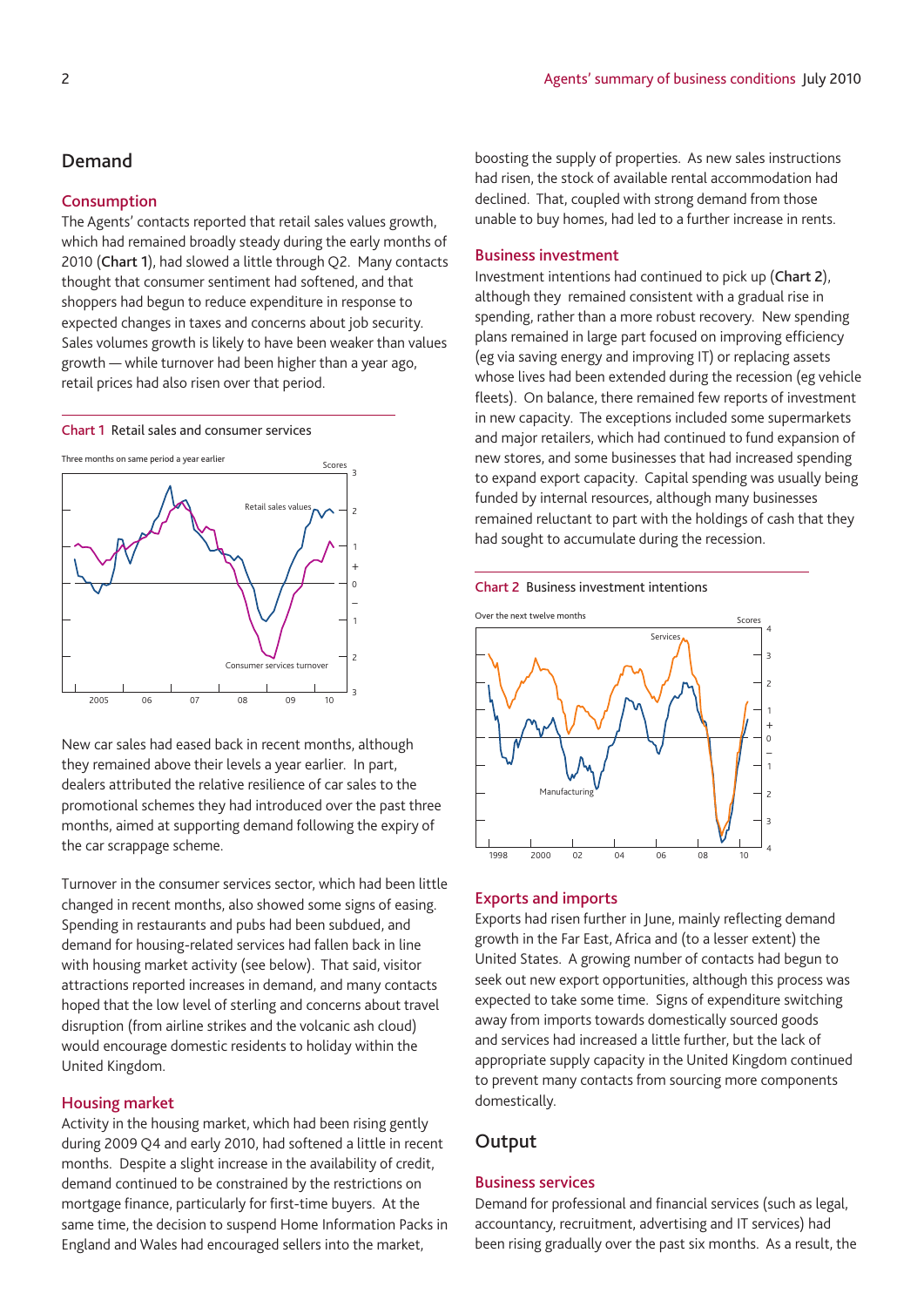## Demand

### Consumption

The Agents' contacts reported that retail sales values growth, which had remained broadly steady during the early months of 2010 (**Chart 1**), had slowed a little through Q2. Many contacts thought that consumer sentiment had softened, and that shoppers had begun to reduce expenditure in response to expected changes in taxes and concerns about job security. Sales volumes growth is likely to have been weaker than values growth — while turnover had been higher than a year ago, retail prices had also risen over that period.

Chart 1 Retail sales and consumer services

New car sales had eased back in recent months, although they remained above their levels a year earlier. In part, dealers attributed the relative resilience of car sales to the promotional schemes they had introduced over the past three months, aimed at supporting demand following the expiry of the car scrappage scheme.

Turnover in the consumer services sector, which had been little changed in recent months, also showed some signs of easing. Spending in restaurants and pubs had been subdued, and demand for housing-related services had fallen back in line with housing market activity (see below). That said, visitor attractions reported increases in demand, and many contacts hoped that the low level of sterling and concerns about travel disruption (from airline strikes and the volcanic ash cloud) would encourage domestic residents to holiday within the United Kingdom.

### Housing market

Activity in the housing market, which had been rising gently during 2009 Q4 and early 2010, had softened a little in recent months. Despite a slight increase in the availability of credit, demand continued to be constrained by the restrictions on mortgage finance, particularly for first-time buyers. At the same time, the decision to suspend Home Information Packs in England and Wales had encouraged sellers into the market, boosting the supply of properties. As new sales instructions had risen, the stock of available rental accommodation had declined. That, coupled with strong demand from those unable to buy homes, had led to a further increase in rents.

### Business investment

Investment intentions had continued to pick up (**Chart 2**), although they remained consistent with a gradual rise in spending, rather than a more robust recovery. New spending plans remained in large part focused on improving efficiency (eg via saving energy and improving IT) or replacing assets whose lives had been extended during the recession (eg vehicle fleets). On balance, there remained few reports of investment in new capacity. The exceptions included some supermarkets and major retailers, which had continued to fund expansion of new stores, and some businesses that had increased spending to expand export capacity. Capital spending was usually being funded by internal resources, although many businesses remained reluctant to part with the holdings of cash that they had sought to accumulate during the recession.

Chart 2 Business investment intentions

### Exports and imports

Exports had risen further in June, mainly reflecting demand growth in the Far East, Africa and (to a lesser extent) the United States. A growing number of contacts had begun to seek out new export opportunities, although this process was expected to take some time. Signs of expenditure switching away from imports towards domestically sourced goods and services had increased a little further, but the lack of appropriate supply capacity in the United Kingdom continued to prevent many contacts from sourcing more components domestically.

## Output

### Business services

Demand for professional and financial services (such as legal, accountancy, recruitment, advertising and IT services) had been rising gradually over the past six months. As a result, the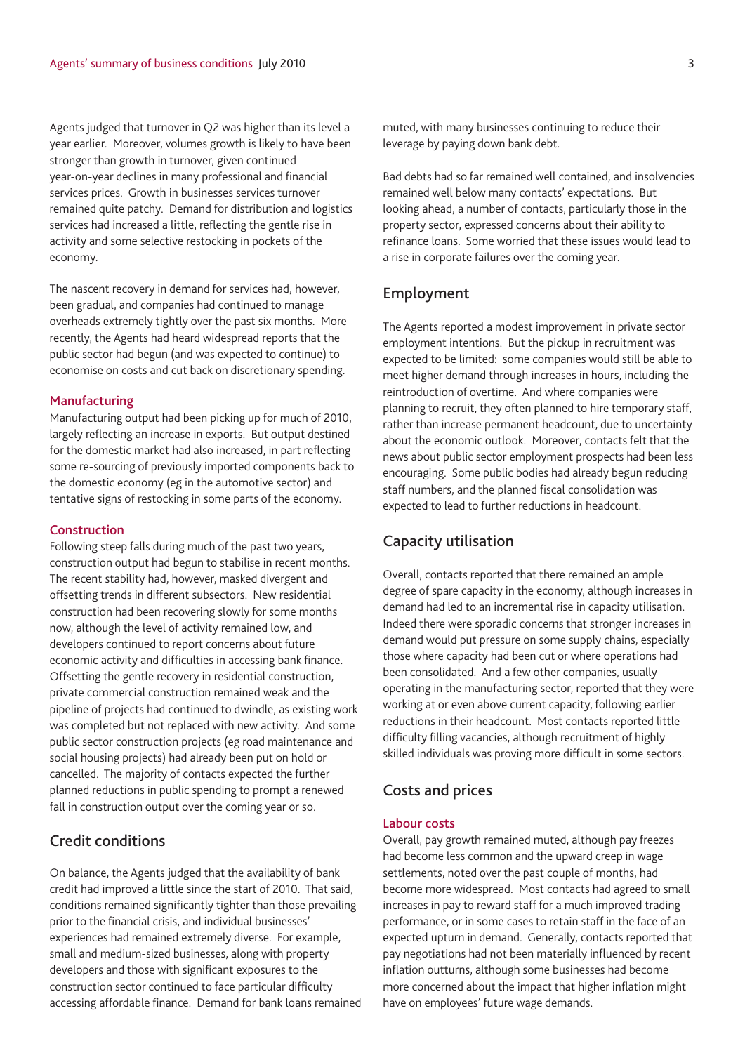Agents judged that turnover in Q2 was higher than its level a year earlier. Moreover, volumes growth is likely to have been stronger than growth in turnover, given continued year-on-year declines in many professional and financial services prices. Growth in businesses services turnover remained quite patchy. Demand for distribution and logistics services had increased a little, reflecting the gentle rise in activity and some selective restocking in pockets of the economy.

The nascent recovery in demand for services had, however, been gradual, and companies had continued to manage overheads extremely tightly over the past six months. More recently, the Agents had heard widespread reports that the public sector had begun (and was expected to continue) to economise on costs and cut back on discretionary spending.

### Manufacturing

Manufacturing output had been picking up for much of 2010, largely reflecting an increase in exports. But output destined for the domestic market had also increased, in part reflecting some re-sourcing of previously imported components back to the domestic economy (eg in the automotive sector) and tentative signs of restocking in some parts of the economy.

### Construction

Following steep falls during much of the past two years, construction output had begun to stabilise in recent months. The recent stability had, however, masked divergent and offsetting trends in different subsectors. New residential construction had been recovering slowly for some months now, although the level of activity remained low, and developers continued to report concerns about future economic activity and difficulties in accessing bank finance. Offsetting the gentle recovery in residential construction, private commercial construction remained weak and the pipeline of projects had continued to dwindle, as existing work was completed but not replaced with new activity. And some public sector construction projects (eg road maintenance and social housing projects) had already been put on hold or cancelled. The majority of contacts expected the further planned reductions in public spending to prompt a renewed fall in construction output over the coming year or so.

## Credit conditions

On balance, the Agents judged that the availability of bank credit had improved a little since the start of 2010. That said, conditions remained significantly tighter than those prevailing prior to the financial crisis, and individual businesses' experiences had remained extremely diverse. For example, small and medium-sized businesses, along with property developers and those with significant exposures to the construction sector continued to face particular difficulty accessing affordable finance. Demand for bank loans remained muted, with many businesses continuing to reduce their leverage by paying down bank debt.

Bad debts had so far remained well contained, and insolvencies remained well below many contacts' expectations. But looking ahead, a number of contacts, particularly those in the property sector, expressed concerns about their ability to refinance loans. Some worried that these issues would lead to a rise in corporate failures over the coming year.

## Employment

The Agents reported a modest improvement in private sector employment intentions. But the pickup in recruitment was expected to be limited: some companies would still be able to meet higher demand through increases in hours, including the reintroduction of overtime. And where companies were planning to recruit, they often planned to hire temporary staff, rather than increase permanent headcount, due to uncertainty about the economic outlook. Moreover, contacts felt that the news about public sector employment prospects had been less encouraging. Some public bodies had already begun reducing staff numbers, and the planned fiscal consolidation was expected to lead to further reductions in headcount.

## Capacity utilisation

Overall, contacts reported that there remained an ample degree of spare capacity in the economy, although increases in demand had led to an incremental rise in capacity utilisation. Indeed there were sporadic concerns that stronger increases in demand would put pressure on some supply chains, especially those where capacity had been cut or where operations had been consolidated. And a few other companies, usually operating in the manufacturing sector, reported that they were working at or even above current capacity, following earlier reductions in their headcount. Most contacts reported little difficulty filling vacancies, although recruitment of highly skilled individuals was proving more difficult in some sectors.

## Costs and prices

### Labour costs

Overall, pay growth remained muted, although pay freezes had become less common and the upward creep in wage settlements, noted over the past couple of months, had become more widespread. Most contacts had agreed to small increases in pay to reward staff for a much improved trading performance, or in some cases to retain staff in the face of an expected upturn in demand. Generally, contacts reported that pay negotiations had not been materially influenced by recent inflation outturns, although some businesses had become more concerned about the impact that higher inflation might have on employees' future wage demands.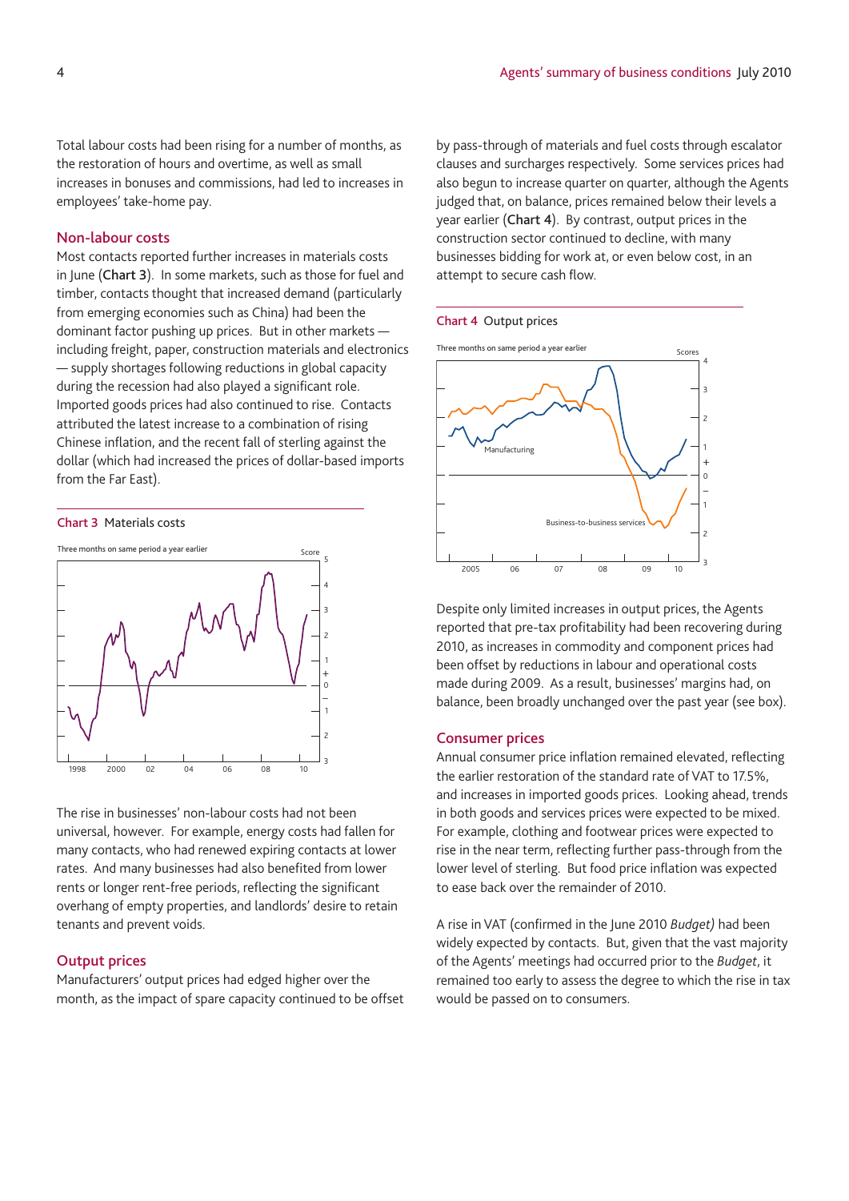Total labour costs had been rising for a number of months, as the restoration of hours and overtime, as well as small increases in bonuses and commissions, had led to increases in employees' take-home pay.

## Non-labour costs

Most contacts reported further increases in materials costs in June (**Chart 3**). In some markets, such as those for fuel and timber, contacts thought that increased demand (particularly from emerging economies such as China) had been the dominant factor pushing up prices. But in other markets — including freight, paper, construction materials and electronics — supply shortages following reductions in global capacity during the recession had also played a significant role. Imported goods prices had also continued to rise. Contacts attributed the latest increase to a combination of rising Chinese inflation, and the recent fall of sterling against the dollar (which had increased the prices of dollar-based imports from the Far East).

**Chart 3** Materials costs

The rise in businesses' non-labour costs had not been universal, however. For example, energy costs had fallen for many contacts, who had renewed expiring contacts at lower rates. And many businesses had also benefited from lower rents or longer rent-free periods, reflecting the significant overhang of empty properties, and landlords' desire to retain tenants and prevent voids.

## Output prices

Manufacturers' output prices had edged higher over the month, as the impact of spare capacity continued to be offset by pass-through of materials and fuel costs through escalator clauses and surcharges respectively. Some services prices had also begun to increase quarter on quarter, although the Agents judged that, on balance, prices remained below their levels a year earlier (**Chart 4**). By contrast, output prices in the construction sector continued to decline, with many businesses bidding for work at, or even below cost, in an attempt to secure cash flow.

**Chart 4** Output prices

Despite only limited increases in output prices, the Agents reported that pre-tax profitability had been recovering during 2010, as increases in commodity and component prices had been offset by reductions in labour and operational costs made during 2009. As a result, businesses' margins had, on balance, been broadly unchanged over the past year (see box).

## Consumer prices

Annual consumer price inflation remained elevated, reflecting the earlier restoration of the standard rate of VAT to 17.5%, and increases in imported goods prices. Looking ahead, trends in both goods and services prices were expected to be mixed. For example, clothing and footwear prices were expected to rise in the near term, reflecting further pass-through from the lower level of sterling. But food price inflation was expected to ease back over the remainder of 2010.

A rise in VAT (confirmed in the June 2010 *Budget)* had been widely expected by contacts. But, given that the vast majority of the Agents' meetings had occurred prior to the *Budget*, it remained too early to assess the degree to which the rise in tax would be passed on to consumers.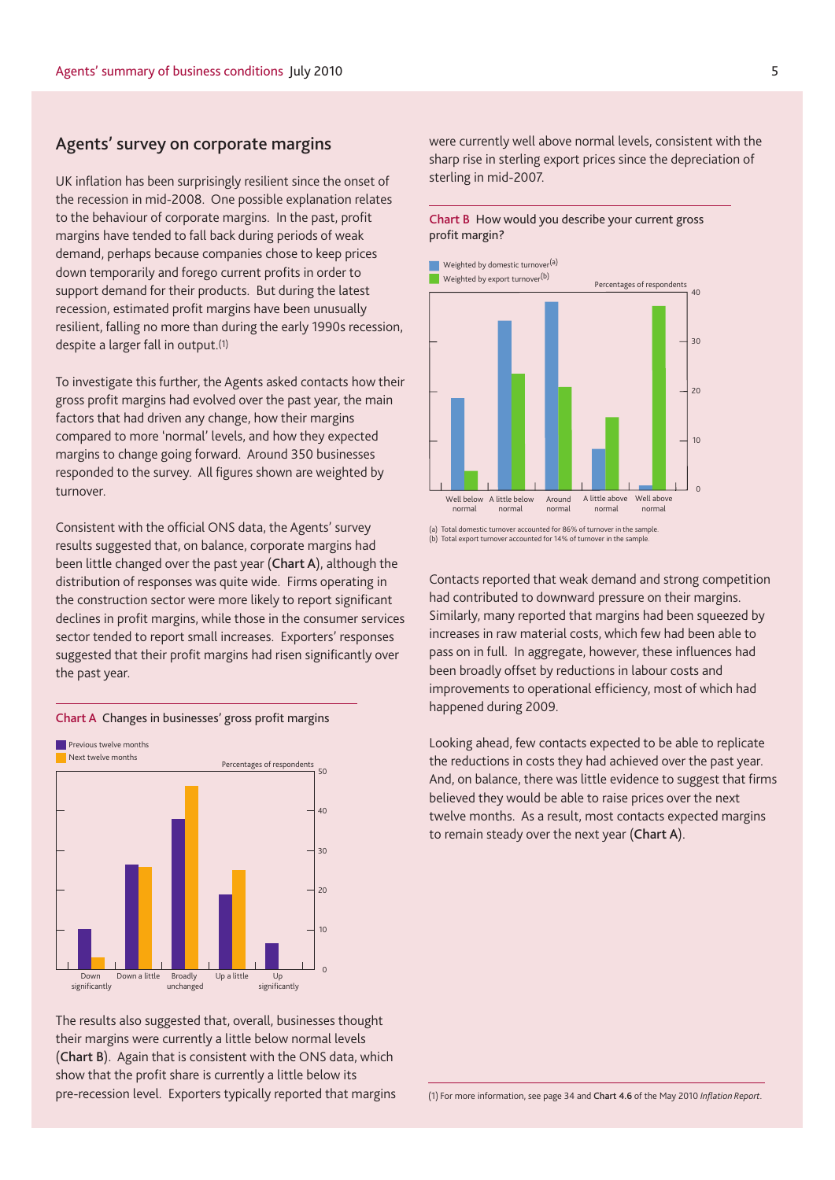## Agents' survey on corporate margins

UK inflation has been surprisingly resilient since the onset of the recession in mid-2008. One possible explanation relates to the behaviour of corporate margins. In the past, profit margins have tended to fall back during periods of weak demand, perhaps because companies chose to keep prices down temporarily and forego current profits in order to support demand for their products. But during the latest recession, estimated profit margins have been unusually resilient, falling no more than during the early 1990s recession, despite a larger fall in output.[1]

To investigate this further, the Agents asked contacts how their gross profit margins had evolved over the past year, the main factors that had driven any change, how their margins compared to more 'normal' levels, and how they expected margins to change going forward. Around 350 businesses responded to the survey. All figures shown are weighted by turnover.

Consistent with the official ONS data, the Agents' survey results suggested that, on balance, corporate margins had been little changed over the past year (**Chart A**), although the distribution of responses was quite wide. Firms operating in the construction sector were more likely to report significant declines in profit margins, while those in the consumer services sector tended to report small increases. Exporters' responses suggested that their profit margins had risen significantly over the past year.

**Chart A** Changes in businesses' gross profit margins

Previous twelve months
Next twelve months

Percentages of respondents

50
40
30
20
10
0

Down significantly
Down a little
Broadly unchanged
Up a little
Up significantly

The results also suggested that, overall, businesses thought their margins were currently a little below normal levels (**Chart B**). Again that is consistent with the ONS data, which show that the profit share is currently a little below its pre-recession level. Exporters typically reported that margins were currently well above normal levels, consistent with the sharp rise in sterling export prices since the depreciation of sterling in mid-2007.

**Chart B** How would you describe your current gross profit margin?

Weighted by domestic turnover[a]
Weighted by export turnover[b]

Percentages of respondents

40
30
20
10
0

Well below normal
A little below normal
Around normal
A little above normal
Well above normal

(a) Total domestic turnover accounted for 86% of turnover in the sample.
(b) Total export turnover accounted for 14% of turnover in the sample.

Contacts reported that weak demand and strong competition had contributed to downward pressure on their margins. Similarly, many reported that margins had been squeezed by increases in raw material costs, which few had been able to pass on in full. In aggregate, however, these influences had been broadly offset by reductions in labour costs and improvements to operational efficiency, most of which had happened during 2009.

Looking ahead, few contacts expected to be able to replicate the reductions in costs they had achieved over the past year. And, on balance, there was little evidence to suggest that firms believed they would be able to raise prices over the next twelve months. As a result, most contacts expected margins to remain steady over the next year (**Chart A**).

(1) For more information, see page 34 and **Chart 4.6** of the May 2010 *Inflation Report*.